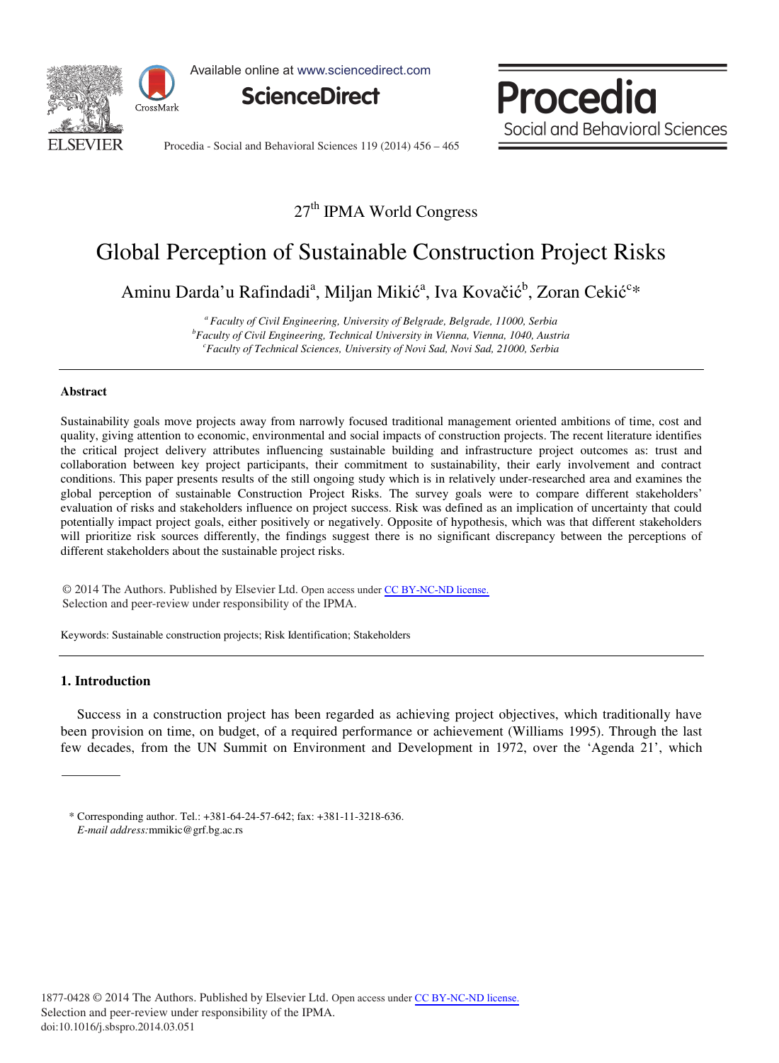27th IPMA World Congress

# Global Perception of Sustainable Construction Project Risks

Aminu Darda'u Rafindadi[a], Miljan Mikić[a], Iva Kovačić[b], Zoran Cekić[c]*

[a] *Faculty of Civil Engineering, University of Belgrade, Belgrade, 11000, Serbia*
[b] *Faculty of Civil Engineering, Technical University in Vienna, Vienna, 1040, Austria*
[c] *Faculty of Technical Sciences, University of Novi Sad, Novi Sad, 21000, Serbia*

## Abstract

Sustainability goals move projects away from narrowly focused traditional management oriented ambitions of time, cost and quality, giving attention to economic, environmental and social impacts of construction projects. The recent literature identifies the critical project delivery attributes influencing sustainable building and infrastructure project outcomes as: trust and collaboration between key project participants, their commitment to sustainability, their early involvement and contract conditions. This paper presents results of the still ongoing study which is in relatively under-researched area and examines the global perception of sustainable Construction Project Risks. The survey goals were to compare different stakeholders' evaluation of risks and stakeholders influence on project success. Risk was defined as an implication of uncertainty that could potentially impact project goals, either positively or negatively. Opposite of hypothesis, which was that different stakeholders will prioritize risk sources differently, the findings suggest there is no significant discrepancy between the perceptions of different stakeholders about the sustainable project risks.

© 2014 The Authors. Published by Elsevier Ltd. Open access under CC BY-NC-ND license.
Selection and peer-review under responsibility of the IPMA.

Keywords: Sustainable construction projects; Risk Identification; Stakeholders

## 1. Introduction

Success in a construction project has been regarded as achieving project objectives, which traditionally have been provision on time, on budget, of a required performance or achievement (Williams 1995). Through the last few decades, from the UN Summit on Environment and Development in 1972, over the 'Agenda 21', which

---

\* Corresponding author. Tel.: +381-64-24-57-642; fax: +381-11-3218-636.
*E-mail address:* mmikic@grf.bg.ac.rs

1877-0428 © 2014 The Authors. Published by Elsevier Ltd. Open access under CC BY-NC-ND license.
Selection and peer-review under responsibility of the IPMA.
doi:10.1016/j.sbspro.2014.03.051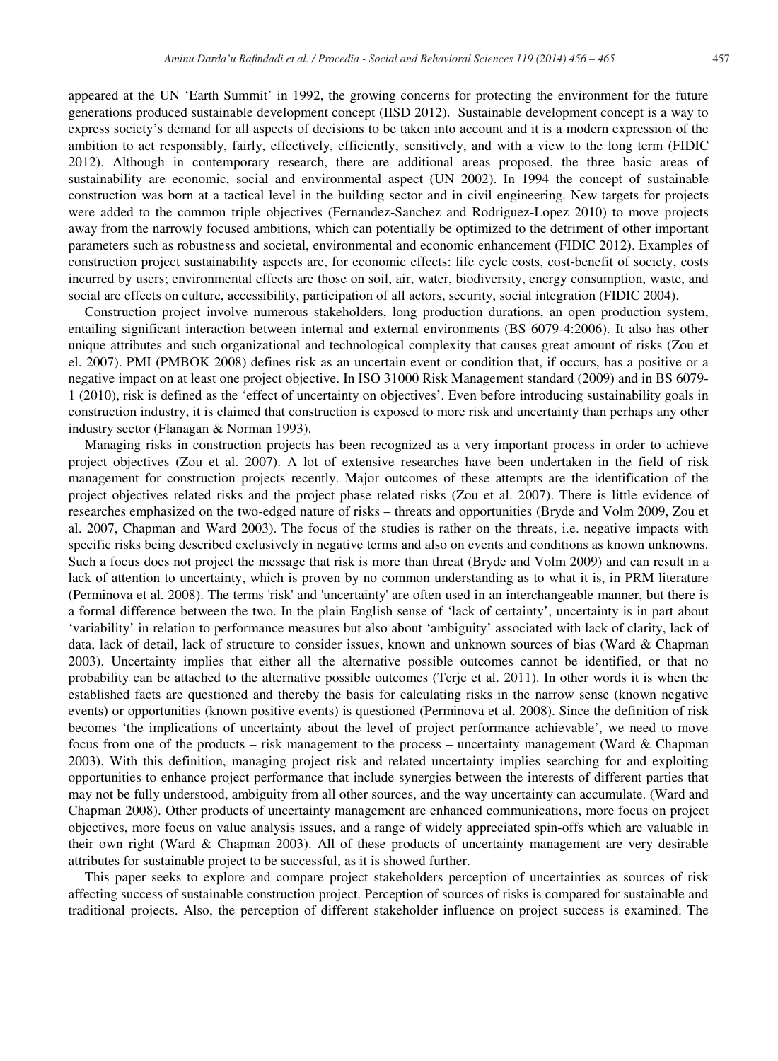appeared at the UN 'Earth Summit' in 1992, the growing concerns for protecting the environment for the future generations produced sustainable development concept (IISD 2012). Sustainable development concept is a way to express society's demand for all aspects of decisions to be taken into account and it is a modern expression of the ambition to act responsibly, fairly, effectively, efficiently, sensitively, and with a view to the long term (FIDIC 2012). Although in contemporary research, there are additional areas proposed, the three basic areas of sustainability are economic, social and environmental aspect (UN 2002). In 1994 the concept of sustainable construction was born at a tactical level in the building sector and in civil engineering. New targets for projects were added to the common triple objectives (Fernandez-Sanchez and Rodriguez-Lopez 2010) to move projects away from the narrowly focused ambitions, which can potentially be optimized to the detriment of other important parameters such as robustness and societal, environmental and economic enhancement (FIDIC 2012). Examples of construction project sustainability aspects are, for economic effects: life cycle costs, cost-benefit of society, costs incurred by users; environmental effects are those on soil, air, water, biodiversity, energy consumption, waste, and social are effects on culture, accessibility, participation of all actors, security, social integration (FIDIC 2004).

Construction project involve numerous stakeholders, long production durations, an open production system, entailing significant interaction between internal and external environments (BS 6079-4:2006). It also has other unique attributes and such organizational and technological complexity that causes great amount of risks (Zou et el. 2007). PMI (PMBOK 2008) defines risk as an uncertain event or condition that, if occurs, has a positive or a negative impact on at least one project objective. In ISO 31000 Risk Management standard (2009) and in BS 6079-1 (2010), risk is defined as the 'effect of uncertainty on objectives'. Even before introducing sustainability goals in construction industry, it is claimed that construction is exposed to more risk and uncertainty than perhaps any other industry sector (Flanagan & Norman 1993).

Managing risks in construction projects has been recognized as a very important process in order to achieve project objectives (Zou et al. 2007). A lot of extensive researches have been undertaken in the field of risk management for construction projects recently. Major outcomes of these attempts are the identification of the project objectives related risks and the project phase related risks (Zou et al. 2007). There is little evidence of researches emphasized on the two-edged nature of risks – threats and opportunities (Bryde and Volm 2009, Zou et al. 2007, Chapman and Ward 2003). The focus of the studies is rather on the threats, i.e. negative impacts with specific risks being described exclusively in negative terms and also on events and conditions as known unknowns. Such a focus does not project the message that risk is more than threat (Bryde and Volm 2009) and can result in a lack of attention to uncertainty, which is proven by no common understanding as to what it is, in PRM literature (Perminova et al. 2008). The terms 'risk' and 'uncertainty' are often used in an interchangeable manner, but there is a formal difference between the two. In the plain English sense of 'lack of certainty', uncertainty is in part about 'variability' in relation to performance measures but also about 'ambiguity' associated with lack of clarity, lack of data, lack of detail, lack of structure to consider issues, known and unknown sources of bias (Ward & Chapman 2003). Uncertainty implies that either all the alternative possible outcomes cannot be identified, or that no probability can be attached to the alternative possible outcomes (Terje et al. 2011). In other words it is when the established facts are questioned and thereby the basis for calculating risks in the narrow sense (known negative events) or opportunities (known positive events) is questioned (Perminova et al. 2008). Since the definition of risk becomes 'the implications of uncertainty about the level of project performance achievable', we need to move focus from one of the products – risk management to the process – uncertainty management (Ward & Chapman 2003). With this definition, managing project risk and related uncertainty implies searching for and exploiting opportunities to enhance project performance that include synergies between the interests of different parties that may not be fully understood, ambiguity from all other sources, and the way uncertainty can accumulate. (Ward and Chapman 2008). Other products of uncertainty management are enhanced communications, more focus on project objectives, more focus on value analysis issues, and a range of widely appreciated spin-offs which are valuable in their own right (Ward & Chapman 2003). All of these products of uncertainty management are very desirable attributes for sustainable project to be successful, as it is showed further.

This paper seeks to explore and compare project stakeholders perception of uncertainties as sources of risk affecting success of sustainable construction project. Perception of sources of risks is compared for sustainable and traditional projects. Also, the perception of different stakeholder influence on project success is examined. The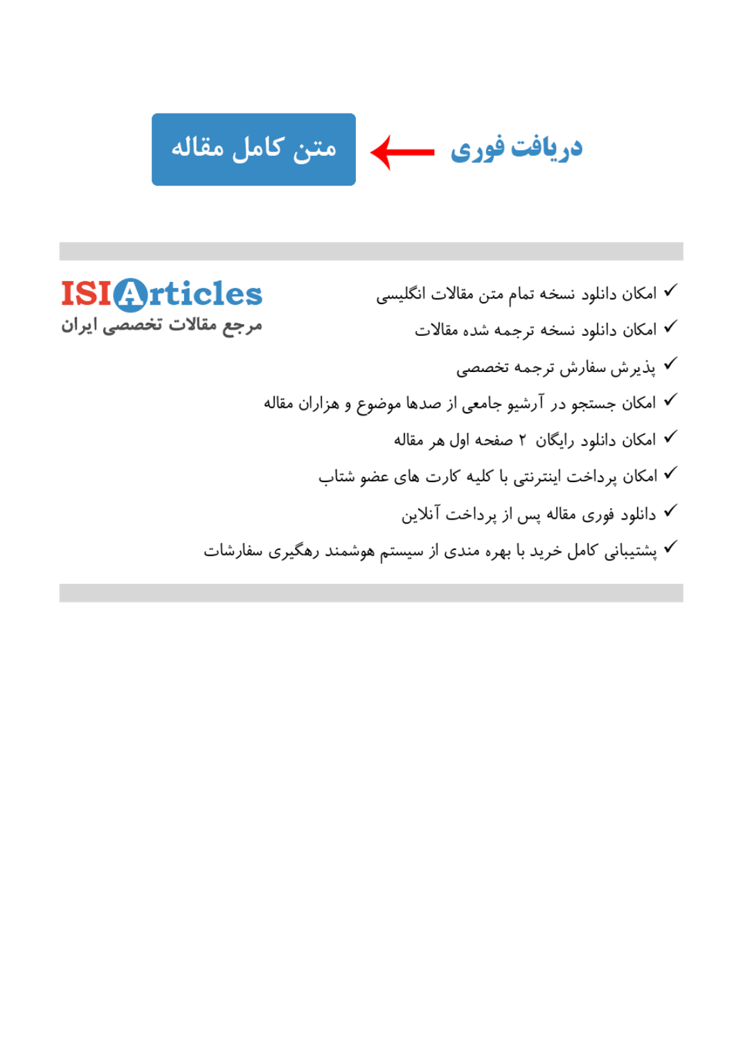دریافت فوری ← متن کامل مقاله

ISIArticles
مرجع مقالات تخصصی ایران

- ✓ امکان دانلود نسخه تمام متن مقالات انگلیسی
- ✓ امکان دانلود نسخه ترجمه شده مقالات
- ✓ پذیرش سفارش ترجمه تخصصی
- ✓ امکان جستجو در آرشیو جامعی از صدها موضوع و هزاران مقاله
- ✓ امکان دانلود رایگان ۲ صفحه اول هر مقاله
- ✓ امکان پرداخت اینترنتی با کلیه کارت های عضو شتاب
- ✓ دانلود فوری مقاله پس از پرداخت آنلاین
- ✓ پشتیبانی کامل خرید با بهره مندی از سیستم هوشمند رهگیری سفارشات